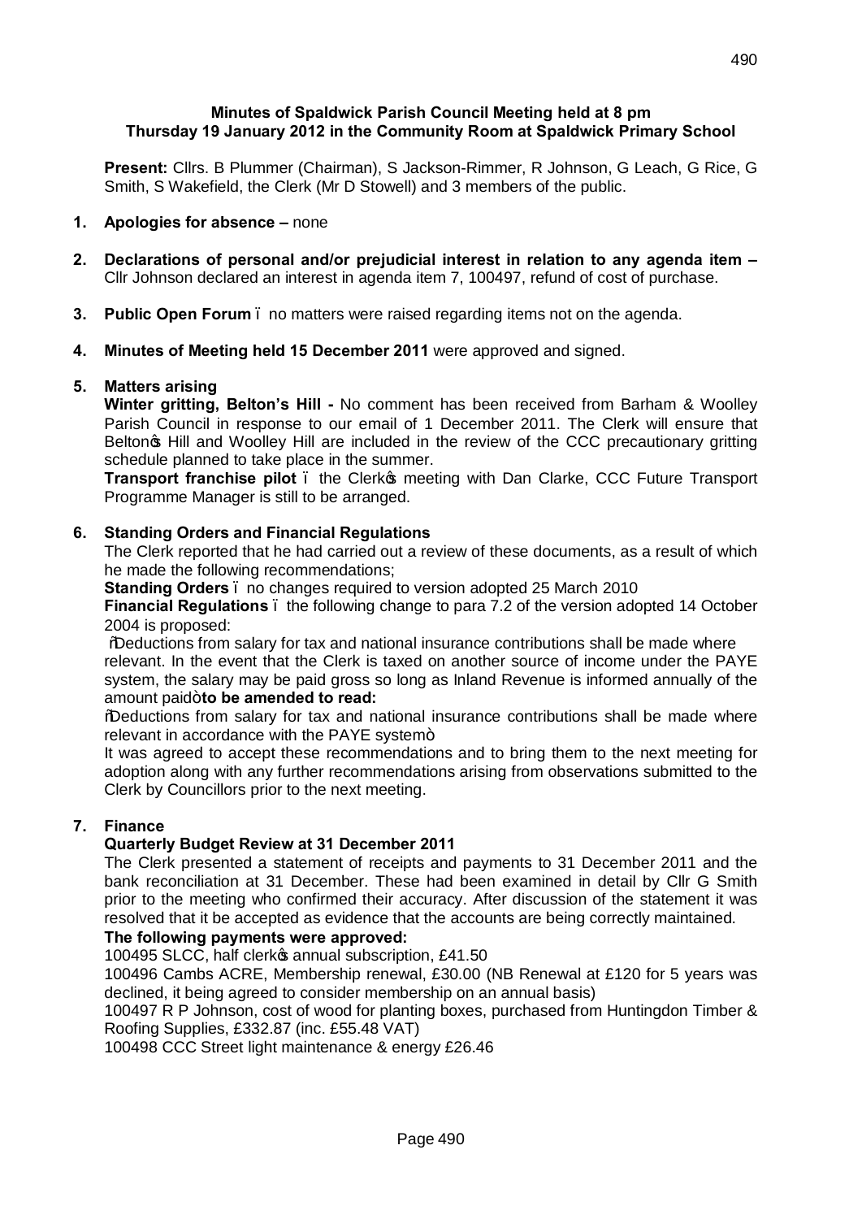**Minutes of Spaldwick Parish Council Meeting held at 8 pm**
**Thursday 19 January 2012 in the Community Room at Spaldwick Primary School**

**Present:** Cllrs. B Plummer (Chairman), S Jackson-Rimmer, R Johnson, G Leach, G Rice, G Smith, S Wakefield, the Clerk (Mr D Stowell) and 3 members of the public.

1. **Apologies for absence –** none

2. **Declarations of personal and/or prejudicial interest in relation to any agenda item –** Cllr Johnson declared an interest in agenda item 7, 100497, refund of cost of purchase.

3. **Public Open Forum** – no matters were raised regarding items not on the agenda.

4. **Minutes of Meeting held 15 December 2011** were approved and signed.

5. **Matters arising**

   **Winter gritting, Belton's Hill -** No comment has been received from Barham & Woolley Parish Council in response to our email of 1 December 2011. The Clerk will ensure that Belton's Hill and Woolley Hill are included in the review of the CCC precautionary gritting schedule planned to take place in the summer.

   **Transport franchise pilot** – the Clerk's meeting with Dan Clarke, CCC Future Transport Programme Manager is still to be arranged.

6. **Standing Orders and Financial Regulations**

   The Clerk reported that he had carried out a review of these documents, as a result of which he made the following recommendations;

   **Standing Orders** – no changes required to version adopted 25 March 2010

   **Financial Regulations** – the following change to para 7.2 of the version adopted 14 October 2004 is proposed:

   "Deductions from salary for tax and national insurance contributions shall be made where relevant. In the event that the Clerk is taxed on another source of income under the PAYE system, the salary may be paid gross so long as Inland Revenue is informed annually of the amount paid" **to be amended to read:**

   "Deductions from salary for tax and national insurance contributions shall be made where relevant in accordance with the PAYE system"

   It was agreed to accept these recommendations and to bring them to the next meeting for adoption along with any further recommendations arising from observations submitted to the Clerk by Councillors prior to the next meeting.

7. **Finance**

   **Quarterly Budget Review at 31 December 2011**

   The Clerk presented a statement of receipts and payments to 31 December 2011 and the bank reconciliation at 31 December. These had been examined in detail by Cllr G Smith prior to the meeting who confirmed their accuracy. After discussion of the statement it was resolved that it be accepted as evidence that the accounts are being correctly maintained.

   **The following payments were approved:**

   100495 SLCC, half clerk's annual subscription, £41.50

   100496 Cambs ACRE, Membership renewal, £30.00 (NB Renewal at £120 for 5 years was declined, it being agreed to consider membership on an annual basis)

   100497 R P Johnson, cost of wood for planting boxes, purchased from Huntingdon Timber & Roofing Supplies, £332.87 (inc. £55.48 VAT)

   100498 CCC Street light maintenance & energy £26.46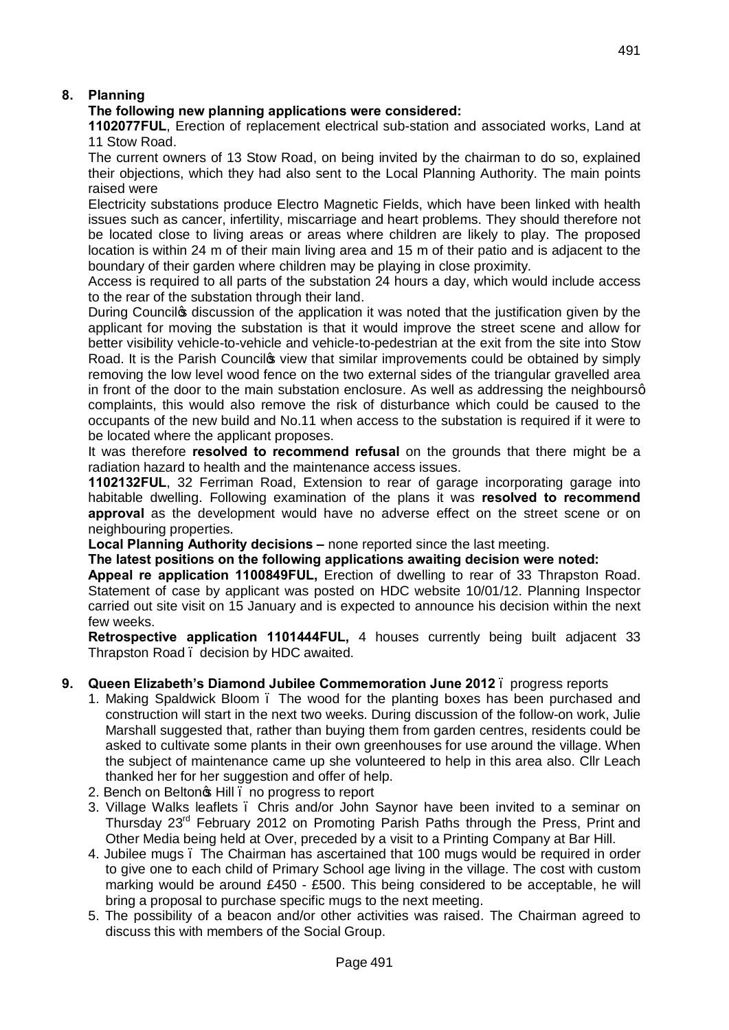## 8. Planning

**The following new planning applications were considered:**

**1102077FUL**, Erection of replacement electrical sub-station and associated works, Land at 11 Stow Road.

The current owners of 13 Stow Road, on being invited by the chairman to do so, explained their objections, which they had also sent to the Local Planning Authority. The main points raised were

Electricity substations produce Electro Magnetic Fields, which have been linked with health issues such as cancer, infertility, miscarriage and heart problems. They should therefore not be located close to living areas or areas where children are likely to play. The proposed location is within 24 m of their main living area and 15 m of their patio and is adjacent to the boundary of their garden where children may be playing in close proximity.

Access is required to all parts of the substation 24 hours a day, which would include access to the rear of the substation through their land.

During Council's discussion of the application it was noted that the justification given by the applicant for moving the substation is that it would improve the street scene and allow for better visibility vehicle-to-vehicle and vehicle-to-pedestrian at the exit from the site into Stow Road. It is the Parish Council's view that similar improvements could be obtained by simply removing the low level wood fence on the two external sides of the triangular gravelled area in front of the door to the main substation enclosure. As well as addressing the neighbours' complaints, this would also remove the risk of disturbance which could be caused to the occupants of the new build and No.11 when access to the substation is required if it were to be located where the applicant proposes.

It was therefore **resolved to recommend refusal** on the grounds that there might be a radiation hazard to health and the maintenance access issues.

**1102132FUL**, 32 Ferriman Road, Extension to rear of garage incorporating garage into habitable dwelling. Following examination of the plans it was **resolved to recommend approval** as the development would have no adverse effect on the street scene or on neighbouring properties.

**Local Planning Authority decisions –** none reported since the last meeting.

**The latest positions on the following applications awaiting decision were noted:**

**Appeal re application 1100849FUL,** Erection of dwelling to rear of 33 Thrapston Road. Statement of case by applicant was posted on HDC website 10/01/12. Planning Inspector carried out site visit on 15 January and is expected to announce his decision within the next few weeks.

**Retrospective application 1101444FUL,** 4 houses currently being built adjacent 33 Thrapston Road – decision by HDC awaited.

## 9. Queen Elizabeth's Diamond Jubilee Commemoration June 2012 – progress reports

1. Making Spaldwick Bloom – The wood for the planting boxes has been purchased and construction will start in the next two weeks. During discussion of the follow-on work, Julie Marshall suggested that, rather than buying them from garden centres, residents could be asked to cultivate some plants in their own greenhouses for use around the village. When the subject of maintenance came up she volunteered to help in this area also. Cllr Leach thanked her for her suggestion and offer of help.
2. Bench on Belton's Hill – no progress to report
3. Village Walks leaflets – Chris and/or John Saynor have been invited to a seminar on Thursday 23rd February 2012 on Promoting Parish Paths through the Press, Print and Other Media being held at Over, preceded by a visit to a Printing Company at Bar Hill.
4. Jubilee mugs – The Chairman has ascertained that 100 mugs would be required in order to give one to each child of Primary School age living in the village. The cost with custom marking would be around £450 - £500. This being considered to be acceptable, he will bring a proposal to purchase specific mugs to the next meeting.
5. The possibility of a beacon and/or other activities was raised. The Chairman agreed to discuss this with members of the Social Group.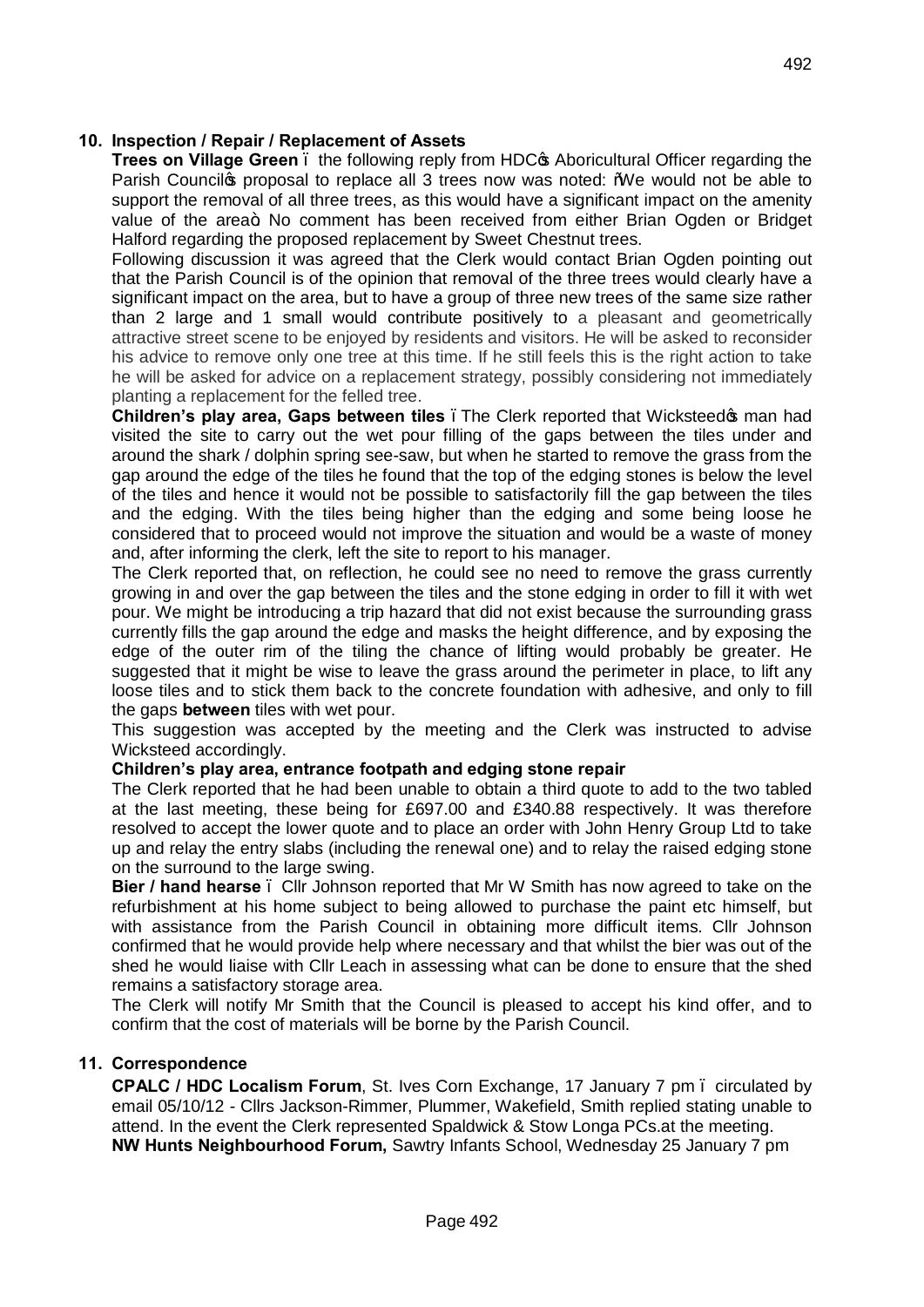## 10. Inspection / Repair / Replacement of Assets

**Trees on Village Green** – the following reply from HDC's Aboricultural Officer regarding the Parish Council's proposal to replace all 3 trees now was noted: "We would not be able to support the removal of all three trees, as this would have a significant impact on the amenity value of the area" No comment has been received from either Brian Ogden or Bridget Halford regarding the proposed replacement by Sweet Chestnut trees.

Following discussion it was agreed that the Clerk would contact Brian Ogden pointing out that the Parish Council is of the opinion that removal of the three trees would clearly have a significant impact on the area, but to have a group of three new trees of the same size rather than 2 large and 1 small would contribute positively to a pleasant and geometrically attractive street scene to be enjoyed by residents and visitors. He will be asked to reconsider his advice to remove only one tree at this time. If he still feels this is the right action to take he will be asked for advice on a replacement strategy, possibly considering not immediately planting a replacement for the felled tree.

**Children's play area, Gaps between tiles** – The Clerk reported that Wicksteed's man had visited the site to carry out the wet pour filling of the gaps between the tiles under and around the shark / dolphin spring see-saw, but when he started to remove the grass from the gap around the edge of the tiles he found that the top of the edging stones is below the level of the tiles and hence it would not be possible to satisfactorily fill the gap between the tiles and the edging. With the tiles being higher than the edging and some being loose he considered that to proceed would not improve the situation and would be a waste of money and, after informing the clerk, left the site to report to his manager.

The Clerk reported that, on reflection, he could see no need to remove the grass currently growing in and over the gap between the tiles and the stone edging in order to fill it with wet pour. We might be introducing a trip hazard that did not exist because the surrounding grass currently fills the gap around the edge and masks the height difference, and by exposing the edge of the outer rim of the tiling the chance of lifting would probably be greater. He suggested that it might be wise to leave the grass around the perimeter in place, to lift any loose tiles and to stick them back to the concrete foundation with adhesive, and only to fill the gaps **between** tiles with wet pour.

This suggestion was accepted by the meeting and the Clerk was instructed to advise Wicksteed accordingly.

**Children's play area, entrance footpath and edging stone repair**

The Clerk reported that he had been unable to obtain a third quote to add to the two tabled at the last meeting, these being for £697.00 and £340.88 respectively. It was therefore resolved to accept the lower quote and to place an order with John Henry Group Ltd to take up and relay the entry slabs (including the renewal one) and to relay the raised edging stone on the surround to the large swing.

**Bier / hand hearse** – Cllr Johnson reported that Mr W Smith has now agreed to take on the refurbishment at his home subject to being allowed to purchase the paint etc himself, but with assistance from the Parish Council in obtaining more difficult items. Cllr Johnson confirmed that he would provide help where necessary and that whilst the bier was out of the shed he would liaise with Cllr Leach in assessing what can be done to ensure that the shed remains a satisfactory storage area.

The Clerk will notify Mr Smith that the Council is pleased to accept his kind offer, and to confirm that the cost of materials will be borne by the Parish Council.

## 11. Correspondence

**CPALC / HDC Localism Forum**, St. Ives Corn Exchange, 17 January 7 pm – circulated by email 05/10/12 - Cllrs Jackson-Rimmer, Plummer, Wakefield, Smith replied stating unable to attend. In the event the Clerk represented Spaldwick & Stow Longa PCs.at the meeting.

**NW Hunts Neighbourhood Forum,** Sawtry Infants School, Wednesday 25 January 7 pm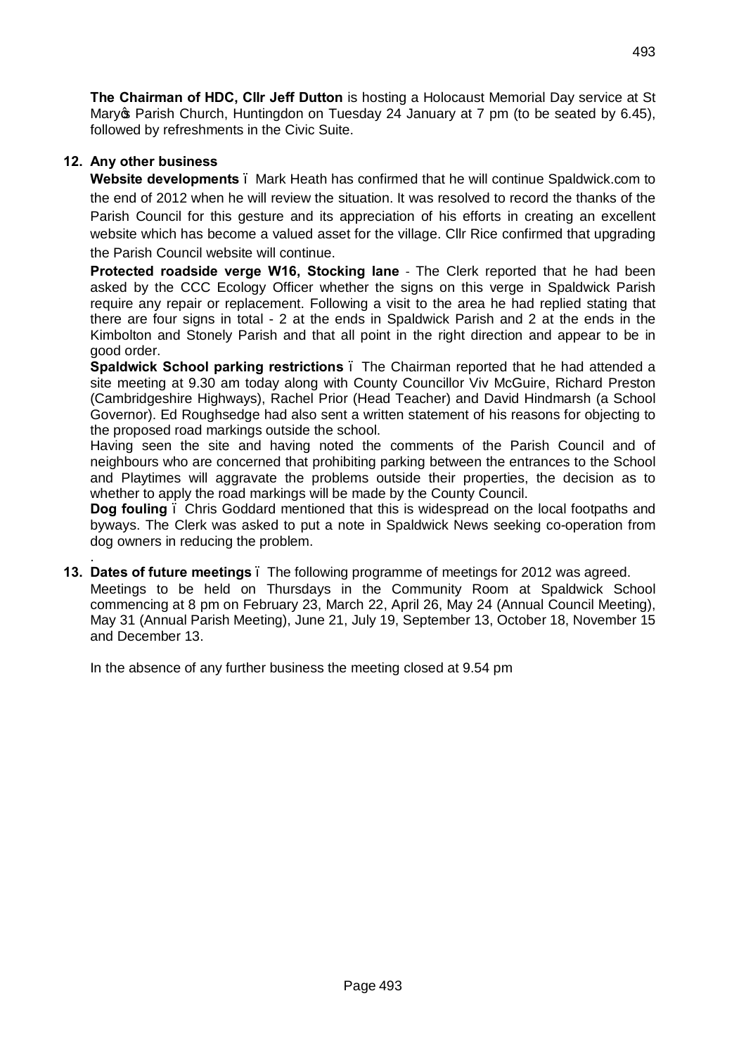**The Chairman of HDC, Cllr Jeff Dutton** is hosting a Holocaust Memorial Day service at St Mary's Parish Church, Huntingdon on Tuesday 24 January at 7 pm (to be seated by 6.45), followed by refreshments in the Civic Suite.

**12. Any other business**

**Website developments** – Mark Heath has confirmed that he will continue Spaldwick.com to the end of 2012 when he will review the situation. It was resolved to record the thanks of the Parish Council for this gesture and its appreciation of his efforts in creating an excellent website which has become a valued asset for the village. Cllr Rice confirmed that upgrading the Parish Council website will continue.

**Protected roadside verge W16, Stocking lane** - The Clerk reported that he had been asked by the CCC Ecology Officer whether the signs on this verge in Spaldwick Parish require any repair or replacement. Following a visit to the area he had replied stating that there are four signs in total - 2 at the ends in Spaldwick Parish and 2 at the ends in the Kimbolton and Stonely Parish and that all point in the right direction and appear to be in good order.

**Spaldwick School parking restrictions** – The Chairman reported that he had attended a site meeting at 9.30 am today along with County Councillor Viv McGuire, Richard Preston (Cambridgeshire Highways), Rachel Prior (Head Teacher) and David Hindmarsh (a School Governor). Ed Roughsedge had also sent a written statement of his reasons for objecting to the proposed road markings outside the school.

Having seen the site and having noted the comments of the Parish Council and of neighbours who are concerned that prohibiting parking between the entrances to the School and Playtimes will aggravate the problems outside their properties, the decision as to whether to apply the road markings will be made by the County Council.

**Dog fouling** – Chris Goddard mentioned that this is widespread on the local footpaths and byways. The Clerk was asked to put a note in Spaldwick News seeking co-operation from dog owners in reducing the problem.

.

**13. Dates of future meetings** – The following programme of meetings for 2012 was agreed.

Meetings to be held on Thursdays in the Community Room at Spaldwick School commencing at 8 pm on February 23, March 22, April 26, May 24 (Annual Council Meeting), May 31 (Annual Parish Meeting), June 21, July 19, September 13, October 18, November 15 and December 13.

In the absence of any further business the meeting closed at 9.54 pm